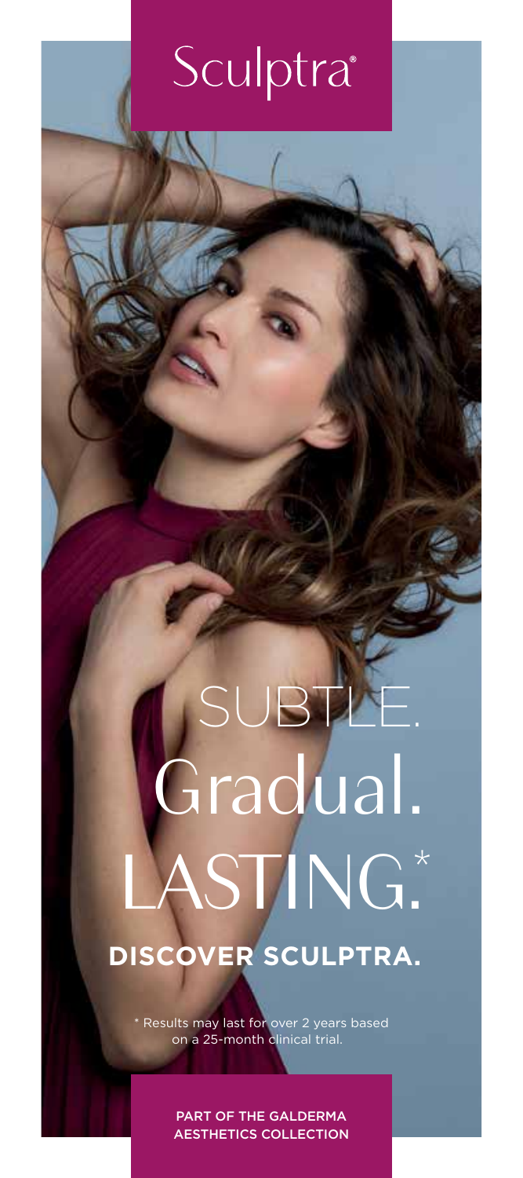# Sculptra®

SUBTLE.
Gradual.
LASTING.*

**DISCOVER SCULPTRA.**

* Results may last for over 2 years based on a 25-month clinical trial.

PART OF THE GALDERMA AESTHETICS COLLECTION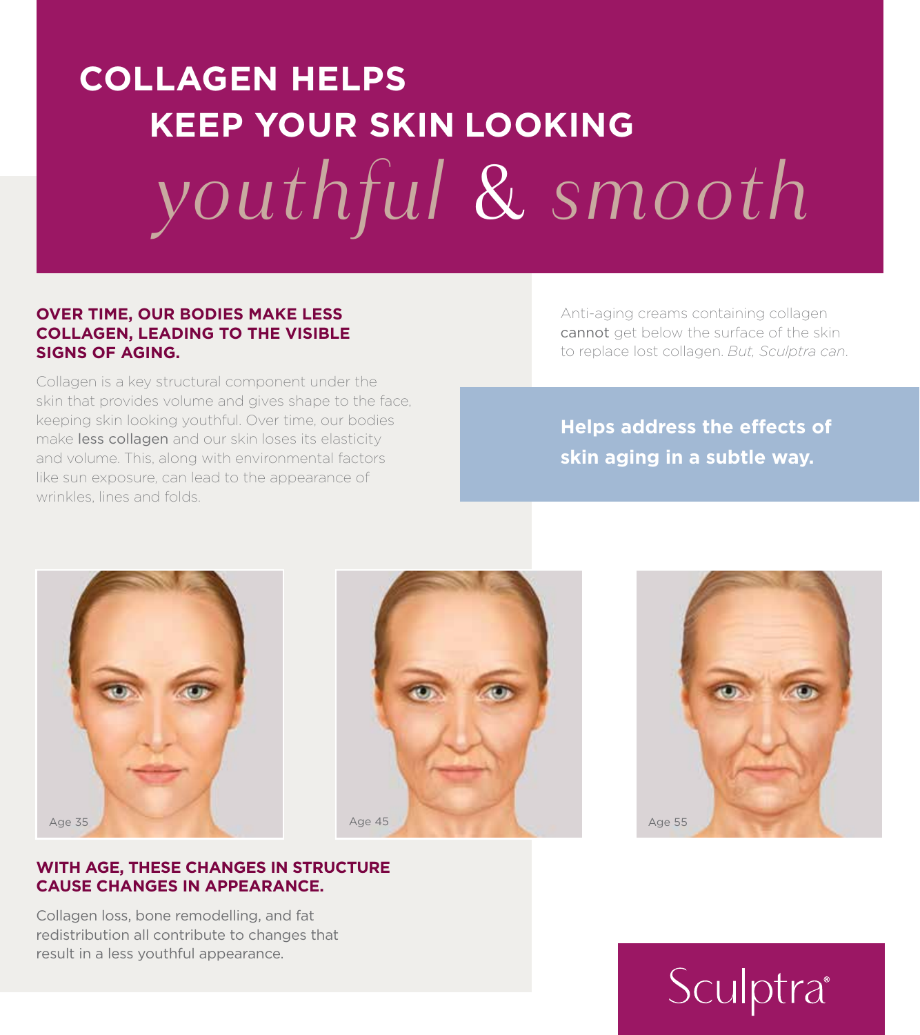# COLLAGEN HELPS KEEP YOUR SKIN LOOKING *youthful & smooth*

### OVER TIME, OUR BODIES MAKE LESS COLLAGEN, LEADING TO THE VISIBLE SIGNS OF AGING.

Collagen is a key structural component under the skin that provides volume and gives shape to the face, keeping skin looking youthful. Over time, our bodies make less collagen and our skin loses its elasticity and volume. This, along with environmental factors like sun exposure, can lead to the appearance of wrinkles, lines and folds.

Anti-aging creams containing collagen cannot get below the surface of the skin to replace lost collagen. *But, Sculptra can.*

**Helps address the effects of skin aging in a subtle way.**

Age 35

Age 45

Age 55

### WITH AGE, THESE CHANGES IN STRUCTURE CAUSE CHANGES IN APPEARANCE.

Collagen loss, bone remodelling, and fat redistribution all contribute to changes that result in a less youthful appearance.

Sculptra®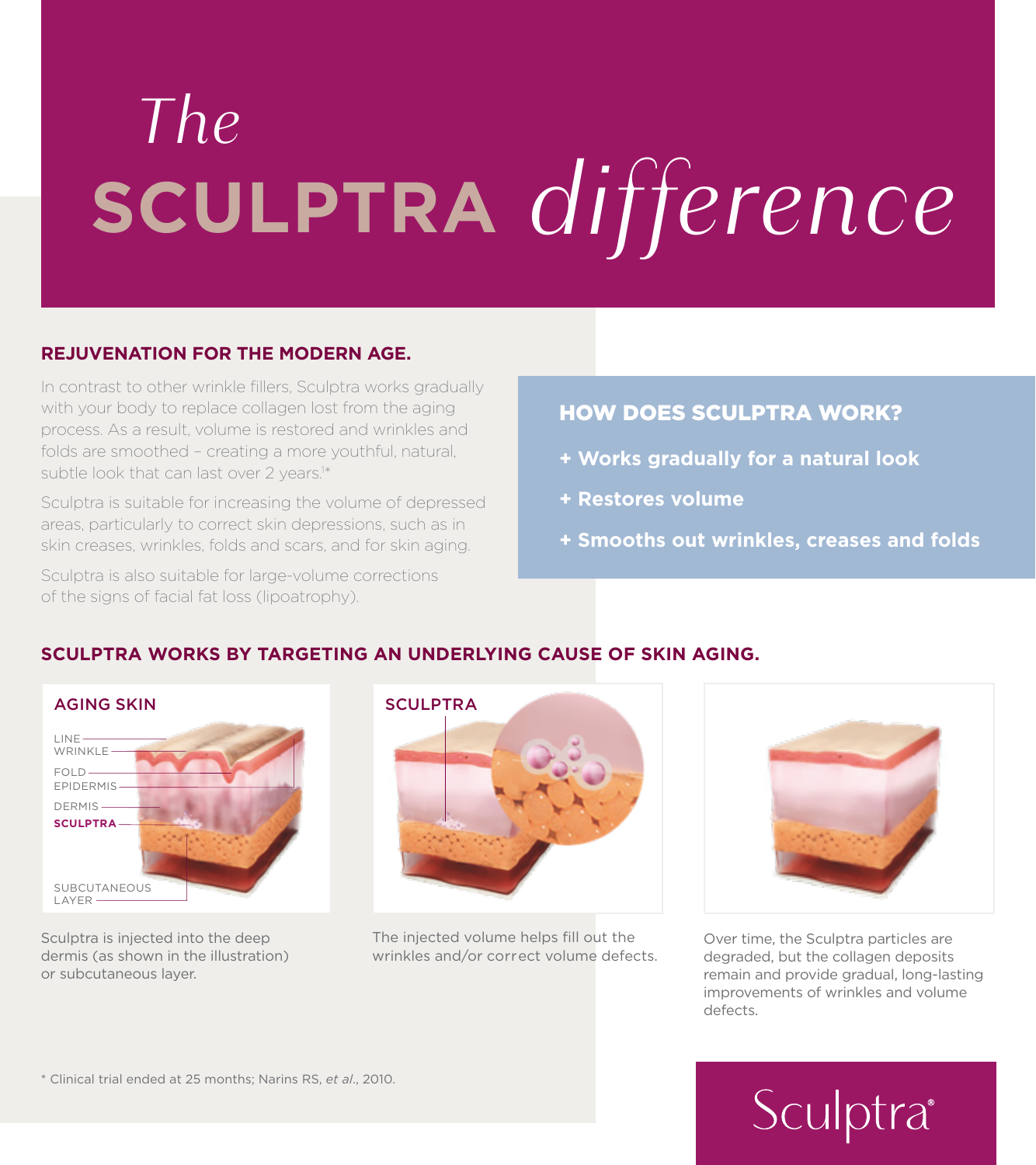# The SCULPTRA *difference*

## REJUVENATION FOR THE MODERN AGE.

In contrast to other wrinkle fillers, Sculptra works gradually with your body to replace collagen lost from the aging process. As a result, volume is restored and wrinkles and folds are smoothed – creating a more youthful, natural, subtle look that can last over 2 years.[1]*

Sculptra is suitable for increasing the volume of depressed areas, particularly to correct skin depressions, such as in skin creases, wrinkles, folds and scars, and for skin aging.

Sculptra is also suitable for large-volume corrections of the signs of facial fat loss (lipoatrophy).

## HOW DOES SCULPTRA WORK?

- **+ Works gradually for a natural look**
- **+ Restores volume**
- **+ Smooths out wrinkles, creases and folds**

## SCULPTRA WORKS BY TARGETING AN UNDERLYING CAUSE OF SKIN AGING.

AGING SKIN

LINE
WRINKLE
FOLD
EPIDERMIS
DERMIS
**SCULPTRA**
SUBCUTANEOUS LAYER

Sculptra is injected into the deep dermis (as shown in the illustration) or subcutaneous layer.

SCULPTRA

The injected volume helps fill out the wrinkles and/or correct volume defects.

Over time, the Sculptra particles are degraded, but the collagen deposits remain and provide gradual, long-lasting improvements of wrinkles and volume defects.

\* Clinical trial ended at 25 months; Narins RS, *et al.*, 2010.

Sculptra®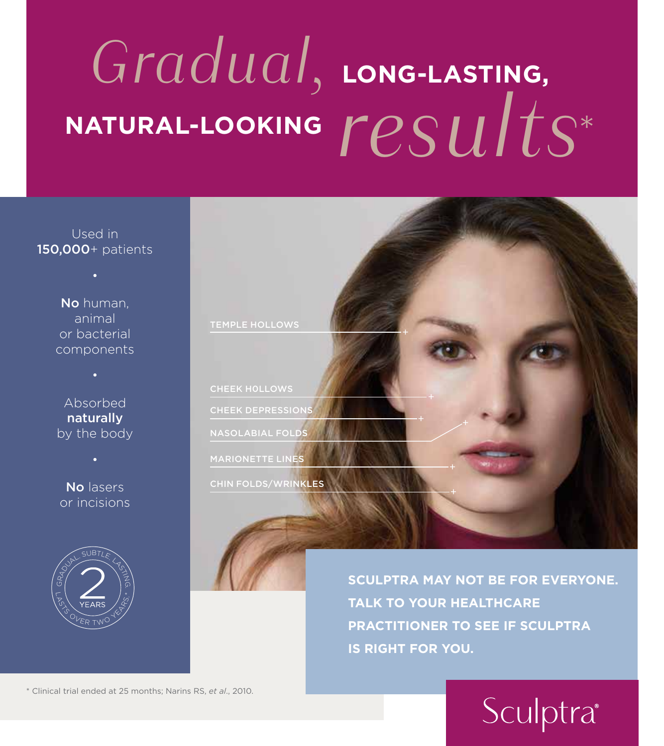# *Gradual,* LONG-LASTING, NATURAL-LOOKING *results**

Used in **150,000**+ patients

**No** human, animal or bacterial components

Absorbed **naturally** by the body

**No** lasers or incisions

GRADUAL. SUBTLE. LASTING. 2 YEARS LASTS OVER TWO YEARS.*

- TEMPLE HOLLOWS
- CHEEK HOLLOWS
- CHEEK DEPRESSIONS
- NASOLABIAL FOLDS
- MARIONETTE LINES
- CHIN FOLDS/WRINKLES

**SCULPTRA MAY NOT BE FOR EVERYONE. TALK TO YOUR HEALTHCARE PRACTITIONER TO SEE IF SCULPTRA IS RIGHT FOR YOU.**

\* Clinical trial ended at 25 months; Narins RS, *et al.*, 2010.

Sculptra®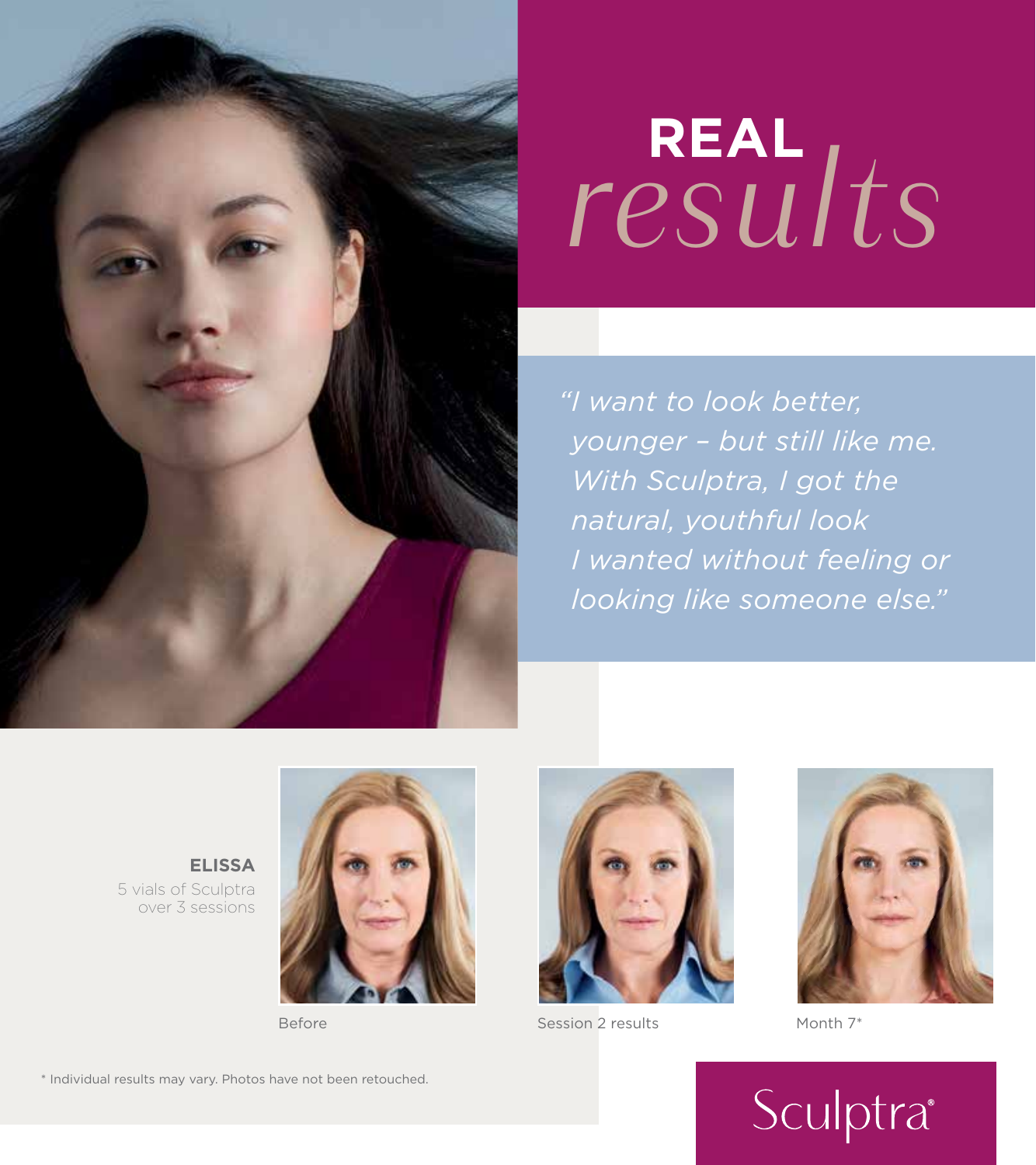# REAL *results*

*"I want to look better, younger – but still like me. With Sculptra, I got the natural, youthful look I wanted without feeling or looking like someone else."*

**ELISSA**
5 vials of Sculptra over 3 sessions

Before

Session 2 results

Month 7*

\* Individual results may vary. Photos have not been retouched.

Sculptra®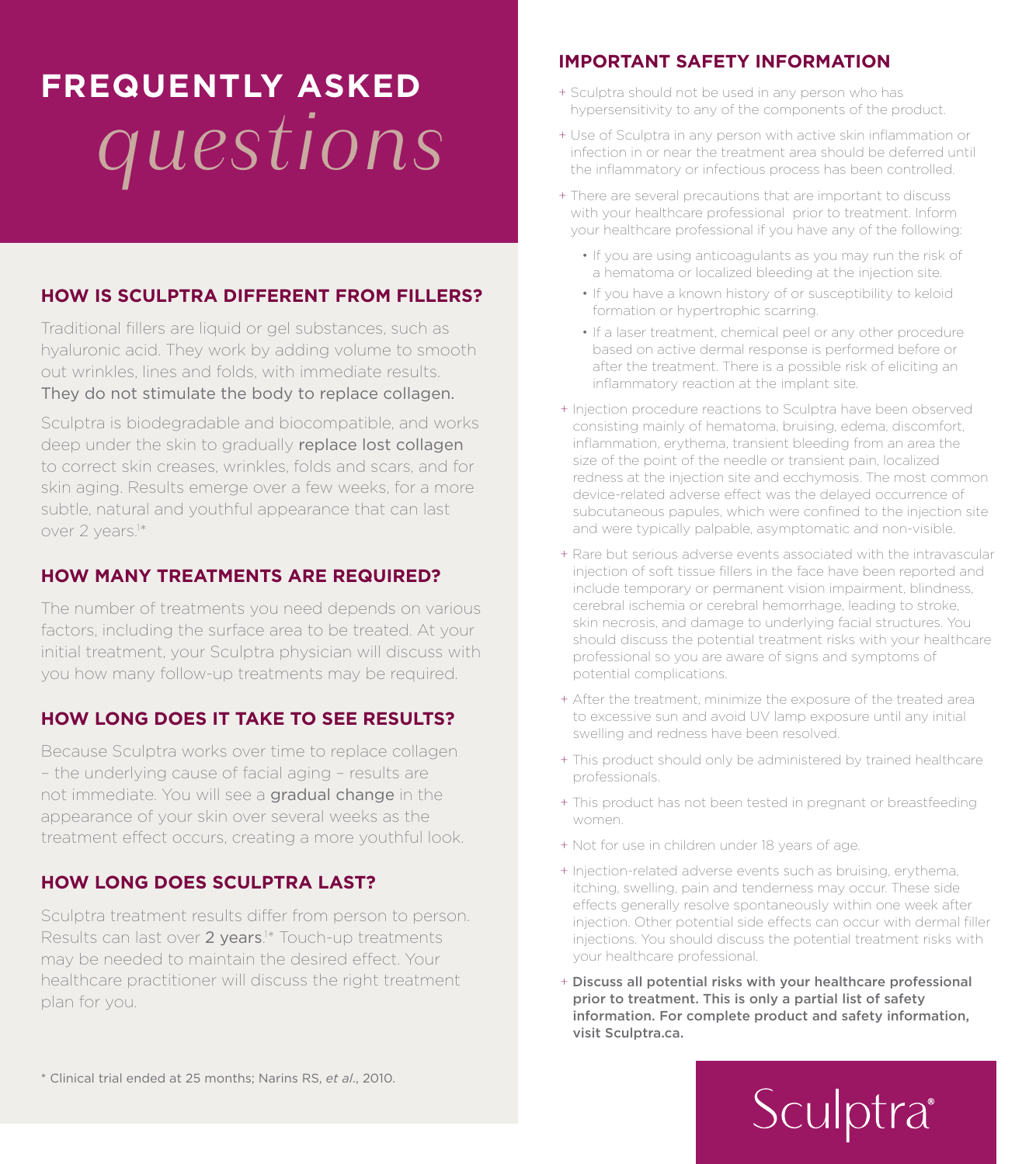# FREQUENTLY ASKED *questions*

## HOW IS SCULPTRA DIFFERENT FROM FILLERS?

Traditional fillers are liquid or gel substances, such as hyaluronic acid. They work by adding volume to smooth out wrinkles, lines and folds, with immediate results. They do not stimulate the body to replace collagen.

Sculptra is biodegradable and biocompatible, and works deep under the skin to gradually replace lost collagen to correct skin creases, wrinkles, folds and scars, and for skin aging. Results emerge over a few weeks, for a more subtle, natural and youthful appearance that can last over 2 years.[1*]

## HOW MANY TREATMENTS ARE REQUIRED?

The number of treatments you need depends on various factors, including the surface area to be treated. At your initial treatment, your Sculptra physician will discuss with you how many follow-up treatments may be required.

## HOW LONG DOES IT TAKE TO SEE RESULTS?

Because Sculptra works over time to replace collagen – the underlying cause of facial aging – results are not immediate. You will see a gradual change in the appearance of your skin over several weeks as the treatment effect occurs, creating a more youthful look.

## HOW LONG DOES SCULPTRA LAST?

Sculptra treatment results differ from person to person. Results can last over 2 years.[1*] Touch-up treatments may be needed to maintain the desired effect. Your healthcare practitioner will discuss the right treatment plan for you.

\* Clinical trial ended at 25 months; Narins RS, *et al*., 2010.

## IMPORTANT SAFETY INFORMATION

+ Sculptra should not be used in any person who has hypersensitivity to any of the components of the product.
+ Use of Sculptra in any person with active skin inflammation or infection in or near the treatment area should be deferred until the inflammatory or infectious process has been controlled.
+ There are several precautions that are important to discuss with your healthcare professional prior to treatment. Inform your healthcare professional if you have any of the following:
  - If you are using anticoagulants as you may run the risk of a hematoma or localized bleeding at the injection site.
  - If you have a known history of or susceptibility to keloid formation or hypertrophic scarring.
  - If a laser treatment, chemical peel or any other procedure based on active dermal response is performed before or after the treatment. There is a possible risk of eliciting an inflammatory reaction at the implant site.
+ Injection procedure reactions to Sculptra have been observed consisting mainly of hematoma, bruising, edema, discomfort, inflammation, erythema, transient bleeding from an area the size of the point of the needle or transient pain, localized redness at the injection site and ecchymosis. The most common device-related adverse effect was the delayed occurrence of subcutaneous papules, which were confined to the injection site and were typically palpable, asymptomatic and non-visible.
+ Rare but serious adverse events associated with the intravascular injection of soft tissue fillers in the face have been reported and include temporary or permanent vision impairment, blindness, cerebral ischemia or cerebral hemorrhage, leading to stroke, skin necrosis, and damage to underlying facial structures. You should discuss the potential treatment risks with your healthcare professional so you are aware of signs and symptoms of potential complications.
+ After the treatment, minimize the exposure of the treated area to excessive sun and avoid UV lamp exposure until any initial swelling and redness have been resolved.
+ This product should only be administered by trained healthcare professionals.
+ This product has not been tested in pregnant or breastfeeding women.
+ Not for use in children under 18 years of age.
+ Injection-related adverse events such as bruising, erythema, itching, swelling, pain and tenderness may occur. These side effects generally resolve spontaneously within one week after injection. Other potential side effects can occur with dermal filler injections. You should discuss the potential treatment risks with your healthcare professional.
+ **Discuss all potential risks with your healthcare professional prior to treatment. This is only a partial list of safety information. For complete product and safety information, visit Sculptra.ca.**

Sculptra®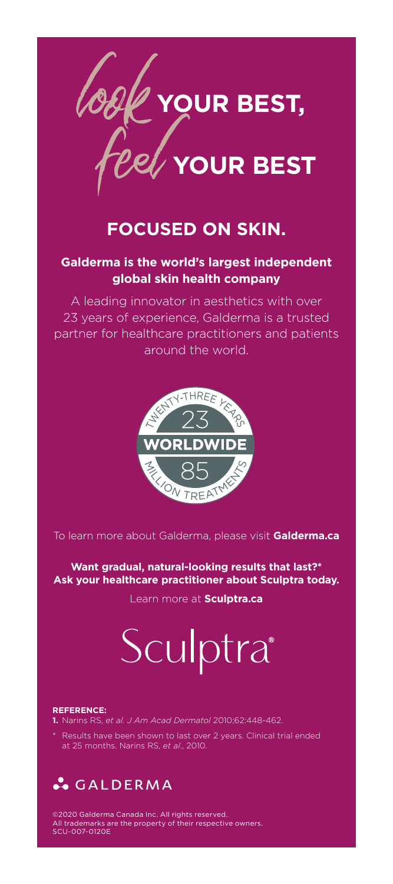# *look* YOUR BEST, *feel* YOUR BEST

## FOCUSED ON SKIN.

**Galderma is the world's largest independent global skin health company**

A leading innovator in aesthetics with over 23 years of experience, Galderma is a trusted partner for healthcare practitioners and patients around the world.

TWENTY-THREE YEARS
23
WORLDWIDE
85
MILLION TREATMENTS

To learn more about Galderma, please visit **Galderma.ca**

**Want gradual, natural-looking results that last?\***
**Ask your healthcare practitioner about Sculptra today.**

Learn more at **Sculptra.ca**

Sculptra®

**REFERENCE:**

**1.** Narins RS, *et al. J Am Acad Dermatol* 2010;62:448-462.

\* Results have been shown to last over 2 years. Clinical trial ended at 25 months. Narins RS, *et al.*, 2010.

GALDERMA

©2020 Galderma Canada Inc. All rights reserved.
All trademarks are the property of their respective owners.
SCU-007-0120E